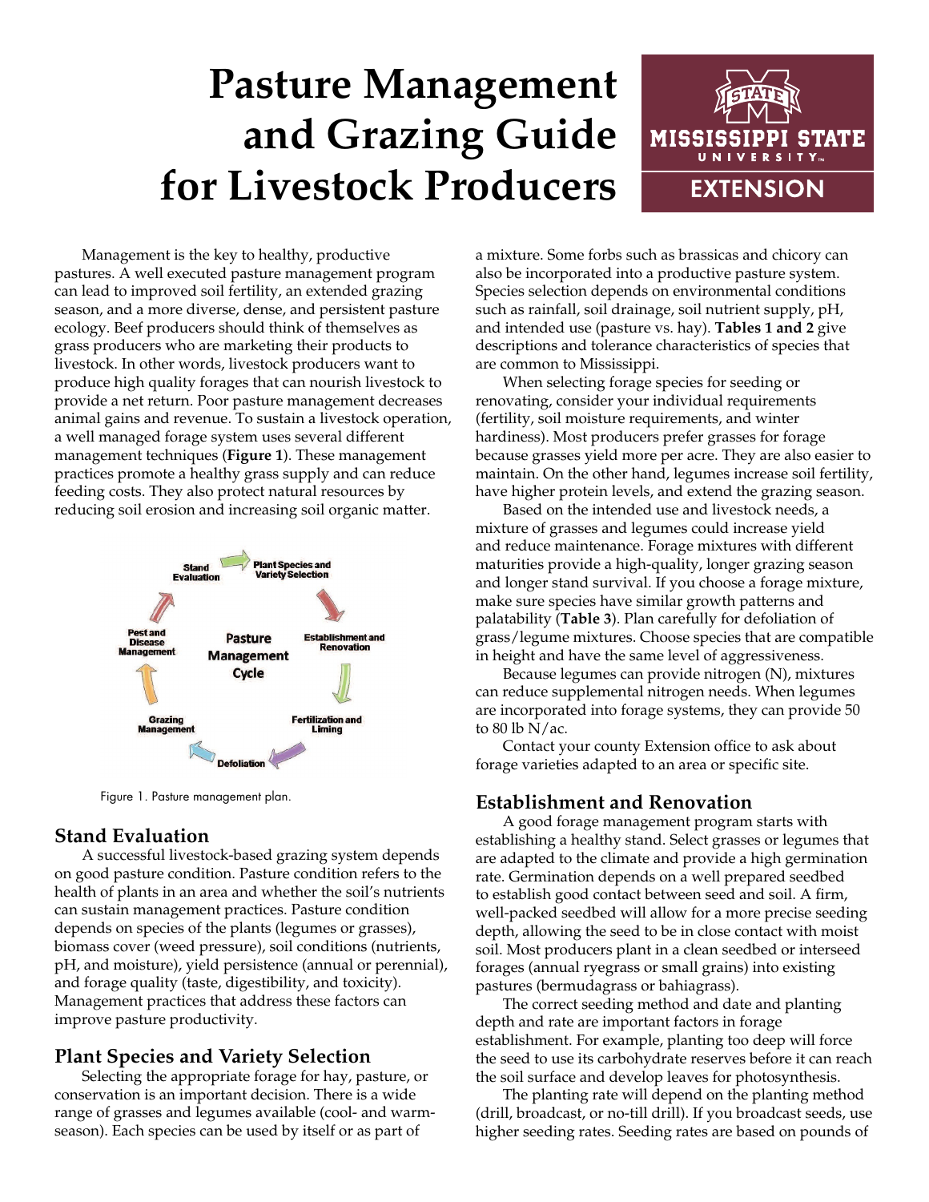# Pasture Management and Grazing Guide for Livestock Producers

Management is the key to healthy, productive pastures. A well executed pasture management program can lead to improved soil fertility, an extended grazing season, and a more diverse, dense, and persistent pasture ecology. Beef producers should think of themselves as grass producers who are marketing their products to livestock. In other words, livestock producers want to produce high quality forages that can nourish livestock to provide a net return. Poor pasture management decreases animal gains and revenue. To sustain a livestock operation, a well managed forage system uses several different management techniques (**Figure 1**). These management practices promote a healthy grass supply and can reduce feeding costs. They also protect natural resources by reducing soil erosion and increasing soil organic matter.

Figure 1. Pasture management plan.

## Stand Evaluation

A successful livestock-based grazing system depends on good pasture condition. Pasture condition refers to the health of plants in an area and whether the soil's nutrients can sustain management practices. Pasture condition depends on species of the plants (legumes or grasses), biomass cover (weed pressure), soil conditions (nutrients, pH, and moisture), yield persistence (annual or perennial), and forage quality (taste, digestibility, and toxicity). Management practices that address these factors can improve pasture productivity.

## Plant Species and Variety Selection

Selecting the appropriate forage for hay, pasture, or conservation is an important decision. There is a wide range of grasses and legumes available (cool- and warm-season). Each species can be used by itself or as part of a mixture. Some forbs such as brassicas and chicory can also be incorporated into a productive pasture system. Species selection depends on environmental conditions such as rainfall, soil drainage, soil nutrient supply, pH, and intended use (pasture vs. hay). **Tables 1 and 2** give descriptions and tolerance characteristics of species that are common to Mississippi.

When selecting forage species for seeding or renovating, consider your individual requirements (fertility, soil moisture requirements, and winter hardiness). Most producers prefer grasses for forage because grasses yield more per acre. They are also easier to maintain. On the other hand, legumes increase soil fertility, have higher protein levels, and extend the grazing season.

Based on the intended use and livestock needs, a mixture of grasses and legumes could increase yield and reduce maintenance. Forage mixtures with different maturities provide a high-quality, longer grazing season and longer stand survival. If you choose a forage mixture, make sure species have similar growth patterns and palatability (**Table 3**). Plan carefully for defoliation of grass/legume mixtures. Choose species that are compatible in height and have the same level of aggressiveness.

Because legumes can provide nitrogen (N), mixtures can reduce supplemental nitrogen needs. When legumes are incorporated into forage systems, they can provide 50 to 80 lb N/ac.

Contact your county Extension office to ask about forage varieties adapted to an area or specific site.

## Establishment and Renovation

A good forage management program starts with establishing a healthy stand. Select grasses or legumes that are adapted to the climate and provide a high germination rate. Germination depends on a well prepared seedbed to establish good contact between seed and soil. A firm, well-packed seedbed will allow for a more precise seeding depth, allowing the seed to be in close contact with moist soil. Most producers plant in a clean seedbed or interseed forages (annual ryegrass or small grains) into existing pastures (bermudagrass or bahiagrass).

The correct seeding method and date and planting depth and rate are important factors in forage establishment. For example, planting too deep will force the seed to use its carbohydrate reserves before it can reach the soil surface and develop leaves for photosynthesis.

The planting rate will depend on the planting method (drill, broadcast, or no-till drill). If you broadcast seeds, use higher seeding rates. Seeding rates are based on pounds of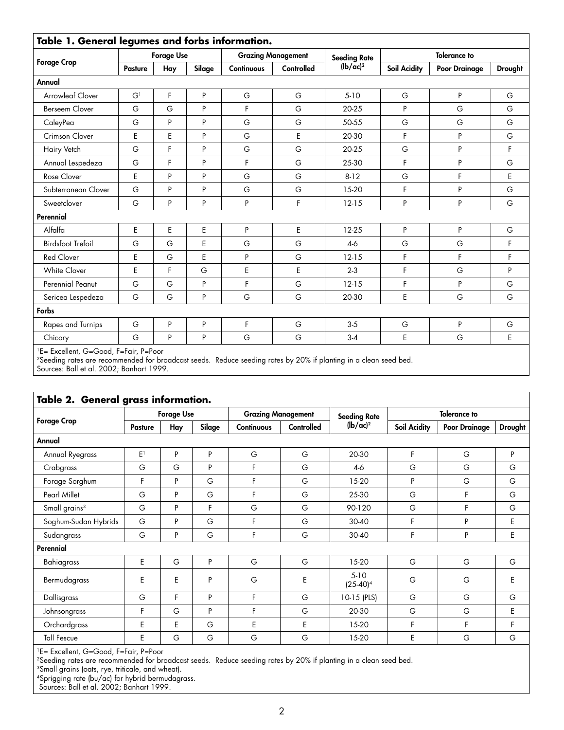**Table 1. General legumes and forbs information.**

| Forage Crop | Forage Use | | | Grazing Management | | Seeding Rate (lb/ac)[2] | Tolerance to | | |
|---|---|---|---|---|---|---|---|---|---|
| | Pasture | Hay | Silage | Continuous | Controlled | | Soil Acidity | Poor Drainage | Drought |
| **Annual** | | | | | | | | | |
| Arrowleaf Clover | G[1] | F | P | G | G | 5-10 | G | P | G |
| Berseem Clover | G | G | P | F | G | 20-25 | P | G | G |
| CaleyPea | G | P | P | G | G | 50-55 | G | G | G |
| Crimson Clover | E | E | P | G | E | 20-30 | F | P | G |
| Hairy Vetch | G | F | P | G | G | 20-25 | G | P | F |
| Annual Lespedeza | G | F | P | F | G | 25-30 | F | P | G |
| Rose Clover | E | P | P | G | G | 8-12 | G | F | E |
| Subterranean Clover | G | P | P | G | G | 15-20 | F | P | G |
| Sweetclover | G | P | P | P | F | 12-15 | P | P | G |
| **Perennial** | | | | | | | | | |
| Alfalfa | E | E | E | P | E | 12-25 | P | P | G |
| Birdsfoot Trefoil | G | G | E | G | G | 4-6 | G | G | F |
| Red Clover | E | G | E | P | G | 12-15 | F | F | F |
| White Clover | E | F | G | E | E | 2-3 | F | G | P |
| Perennial Peanut | G | G | P | F | G | 12-15 | F | P | G |
| Sericea Lespedeza | G | G | P | G | G | 20-30 | E | G | G |
| **Forbs** | | | | | | | | | |
| Rapes and Turnips | G | P | P | F | G | 3-5 | G | P | G |
| Chicory | G | P | P | G | G | 3-4 | E | G | E |

[1]E= Excellent, G=Good, F=Fair, P=Poor
[2]Seeding rates are recommended for broadcast seeds. Reduce seeding rates by 20% if planting in a clean seed bed.
Sources: Ball et al. 2002; Banhart 1999.

**Table 2. General grass information.**

| Forage Crop | Forage Use | | | Grazing Management | | Seeding Rate (lb/ac)[2] | Tolerance to | | |
|---|---|---|---|---|---|---|---|---|---|
| | Pasture | Hay | Silage | Continuous | Controlled | | Soil Acidity | Poor Drainage | Drought |
| **Annual** | | | | | | | | | |
| Annual Ryegrass | E[1] | P | P | G | G | 20-30 | F | G | P |
| Crabgrass | G | G | P | F | G | 4-6 | G | G | G |
| Forage Sorghum | F | P | G | F | G | 15-20 | P | G | G |
| Pearl Millet | G | P | G | F | G | 25-30 | G | F | G |
| Small grains[3] | G | P | F | G | G | 90-120 | G | F | G |
| Soghum-Sudan Hybrids | G | P | G | F | G | 30-40 | F | P | E |
| Sudangrass | G | P | G | F | G | 30-40 | F | P | E |
| **Perennial** | | | | | | | | | |
| Bahiagrass | E | G | P | G | G | 15-20 | G | G | G |
| Bermudagrass | E | E | P | G | E | 5-10 (25-40)[4] | G | G | E |
| Dallisgrass | G | F | P | F | G | 10-15 (PLS) | G | G | G |
| Johnsongrass | F | G | P | F | G | 20-30 | G | G | E |
| Orchardgrass | E | E | G | E | E | 15-20 | F | F | F |
| Tall Fescue | E | G | G | G | G | 15-20 | E | G | G |

[1]E= Excellent, G=Good, F=Fair, P=Poor
[2]Seeding rates are recommended for broadcast seeds. Reduce seeding rates by 20% if planting in a clean seed bed.
[3]Small grains (oats, rye, triticale, and wheat).
[4]Sprigging rate (bu/ac) for hybrid bermudagrass.
Sources: Ball et al. 2002; Banhart 1999.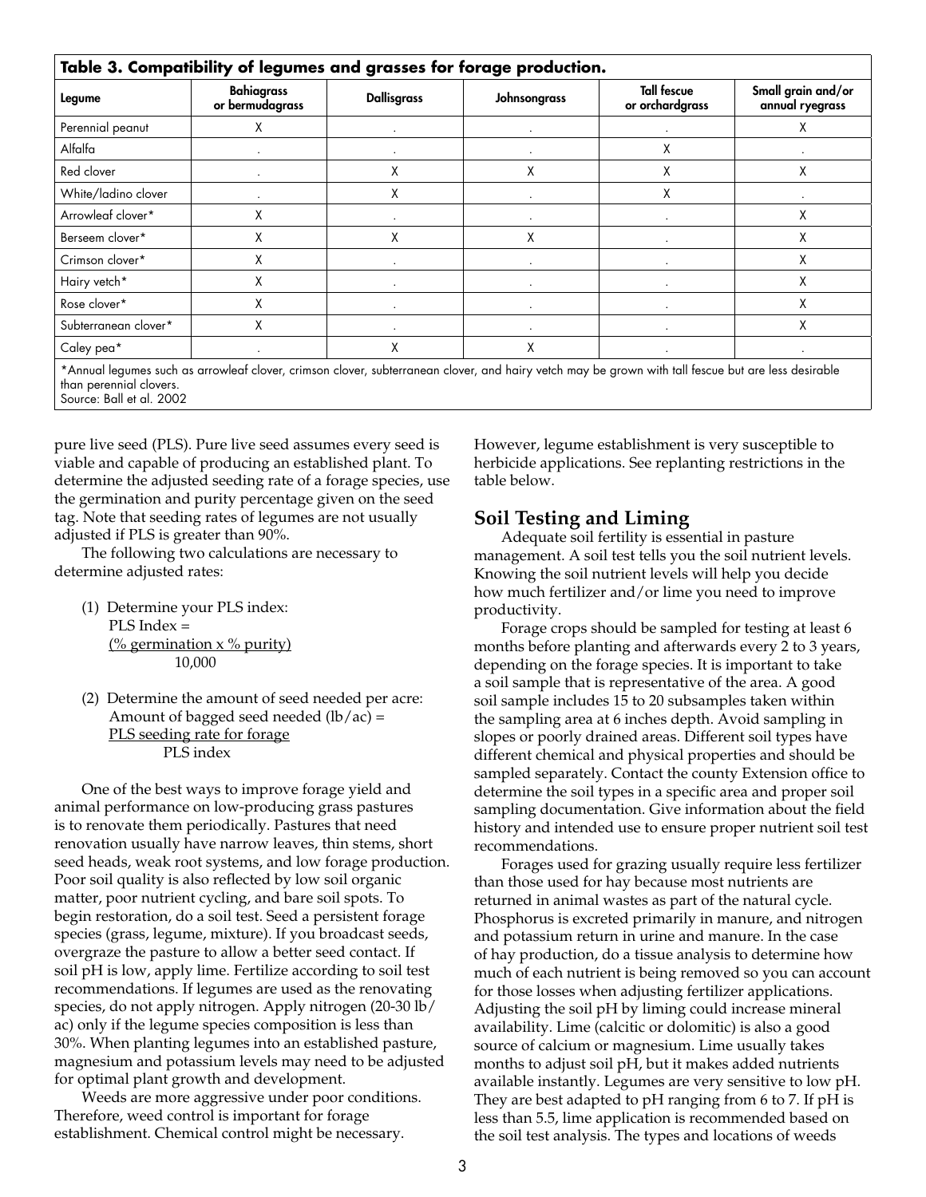**Table 3. Compatibility of legumes and grasses for forage production.**

| Legume | Bahiagrass or bermudagrass | Dallisgrass | Johnsongrass | Tall fescue or orchardgrass | Small grain and/or annual ryegrass |
|---|---|---|---|---|---|
| Perennial peanut | X | . | . | . | X |
| Alfalfa | . | . | . | X | . |
| Red clover | . | X | X | X | X |
| White/ladino clover | . | X | . | X | . |
| Arrowleaf clover* | X | . | . | . | X |
| Berseem clover* | X | X | X | . | X |
| Crimson clover* | X | . | . | . | X |
| Hairy vetch* | X | . | . | . | X |
| Rose clover* | X | . | . | . | X |
| Subterranean clover* | X | . | . | . | X |
| Caley pea* | . | X | X | . | . |

*Annual legumes such as arrowleaf clover, crimson clover, subterranean clover, and hairy vetch may be grown with tall fescue but are less desirable than perennial clovers.
Source: Ball et al. 2002

pure live seed (PLS). Pure live seed assumes every seed is viable and capable of producing an established plant. To determine the adjusted seeding rate of a forage species, use the germination and purity percentage given on the seed tag. Note that seeding rates of legumes are not usually adjusted if PLS is greater than 90%.

The following two calculations are necessary to determine adjusted rates:

(1) Determine your PLS index:

$$\text{PLS Index} = \frac{(\%\ \text{germination} \times \%\ \text{purity})}{10{,}000}$$

(2) Determine the amount of seed needed per acre:

$$\text{Amount of bagged seed needed (lb/ac)} = \frac{\text{PLS seeding rate for forage}}{\text{PLS index}}$$

One of the best ways to improve forage yield and animal performance on low-producing grass pastures is to renovate them periodically. Pastures that need renovation usually have narrow leaves, thin stems, short seed heads, weak root systems, and low forage production. Poor soil quality is also reflected by low soil organic matter, poor nutrient cycling, and bare soil spots. To begin restoration, do a soil test. Seed a persistent forage species (grass, legume, mixture). If you broadcast seeds, overgraze the pasture to allow a better seed contact. If soil pH is low, apply lime. Fertilize according to soil test recommendations. If legumes are used as the renovating species, do not apply nitrogen. Apply nitrogen (20-30 lb/ac) only if the legume species composition is less than 30%. When planting legumes into an established pasture, magnesium and potassium levels may need to be adjusted for optimal plant growth and development.

Weeds are more aggressive under poor conditions. Therefore, weed control is important for forage establishment. Chemical control might be necessary. However, legume establishment is very susceptible to herbicide applications. See replanting restrictions in the table below.

## Soil Testing and Liming

Adequate soil fertility is essential in pasture management. A soil test tells you the soil nutrient levels. Knowing the soil nutrient levels will help you decide how much fertilizer and/or lime you need to improve productivity.

Forage crops should be sampled for testing at least 6 months before planting and afterwards every 2 to 3 years, depending on the forage species. It is important to take a soil sample that is representative of the area. A good soil sample includes 15 to 20 subsamples taken within the sampling area at 6 inches depth. Avoid sampling in slopes or poorly drained areas. Different soil types have different chemical and physical properties and should be sampled separately. Contact the county Extension office to determine the soil types in a specific area and proper soil sampling documentation. Give information about the field history and intended use to ensure proper nutrient soil test recommendations.

Forages used for grazing usually require less fertilizer than those used for hay because most nutrients are returned in animal wastes as part of the natural cycle. Phosphorus is excreted primarily in manure, and nitrogen and potassium return in urine and manure. In the case of hay production, do a tissue analysis to determine how much of each nutrient is being removed so you can account for those losses when adjusting fertilizer applications. Adjusting the soil pH by liming could increase mineral availability. Lime (calcitic or dolomitic) is also a good source of calcium or magnesium. Lime usually takes months to adjust soil pH, but it makes added nutrients available instantly. Legumes are very sensitive to low pH. They are best adapted to pH ranging from 6 to 7. If pH is less than 5.5, lime application is recommended based on the soil test analysis. The types and locations of weeds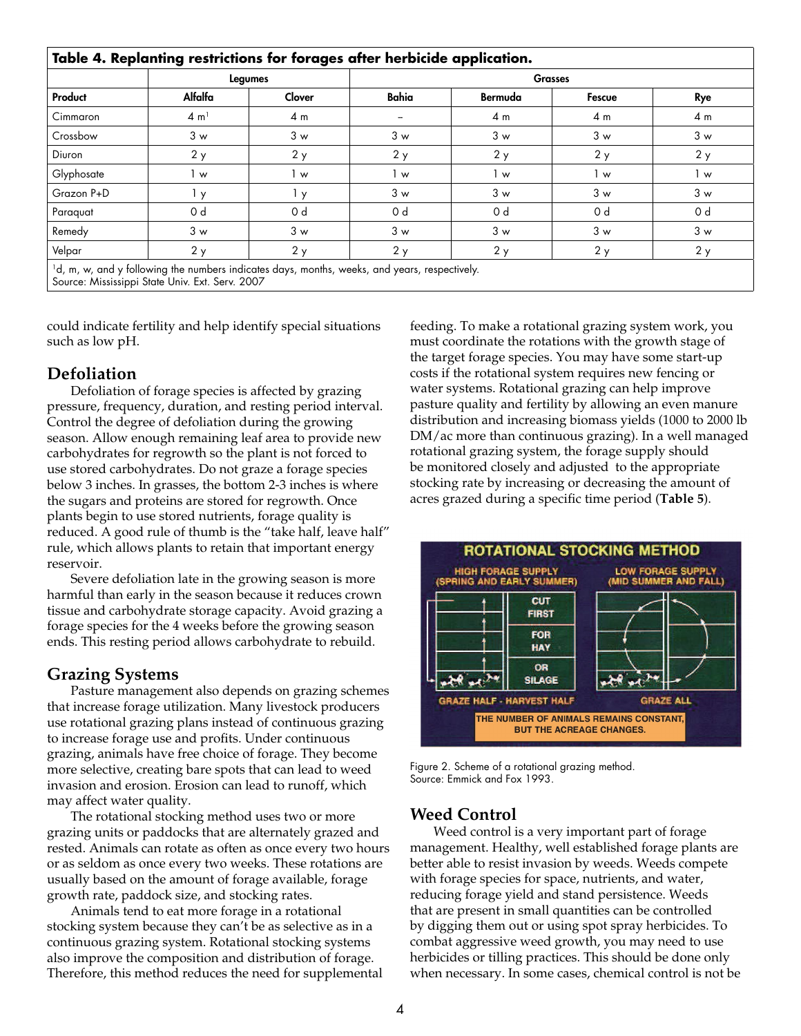**Table 4. Replanting restrictions for forages after herbicide application.**

| | Legumes | | Grasses | | | |
|---|---|---|---|---|---|---|
| **Product** | **Alfalfa** | **Clover** | **Bahia** | **Bermuda** | **Fescue** | **Rye** |
| Cimmaron | 4 m[1] | 4 m | – | 4 m | 4 m | 4 m |
| Crossbow | 3 w | 3 w | 3 w | 3 w | 3 w | 3 w |
| Diuron | 2 y | 2 y | 2 y | 2 y | 2 y | 2 y |
| Glyphosate | 1 w | 1 w | 1 w | 1 w | 1 w | 1 w |
| Grazon P+D | 1 y | 1 y | 3 w | 3 w | 3 w | 3 w |
| Paraquat | 0 d | 0 d | 0 d | 0 d | 0 d | 0 d |
| Remedy | 3 w | 3 w | 3 w | 3 w | 3 w | 3 w |
| Velpar | 2 y | 2 y | 2 y | 2 y | 2 y | 2 y |

[1]d, m, w, and y following the numbers indicates days, months, weeks, and years, respectively.
Source: Mississippi State Univ. Ext. Serv. 2007

could indicate fertility and help identify special situations such as low pH.

## Defoliation

Defoliation of forage species is affected by grazing pressure, frequency, duration, and resting period interval. Control the degree of defoliation during the growing season. Allow enough remaining leaf area to provide new carbohydrates for regrowth so the plant is not forced to use stored carbohydrates. Do not graze a forage species below 3 inches. In grasses, the bottom 2-3 inches is where the sugars and proteins are stored for regrowth. Once plants begin to use stored nutrients, forage quality is reduced. A good rule of thumb is the "take half, leave half" rule, which allows plants to retain that important energy reservoir.

Severe defoliation late in the growing season is more harmful than early in the season because it reduces crown tissue and carbohydrate storage capacity. Avoid grazing a forage species for the 4 weeks before the growing season ends. This resting period allows carbohydrate to rebuild.

## Grazing Systems

Pasture management also depends on grazing schemes that increase forage utilization. Many livestock producers use rotational grazing plans instead of continuous grazing to increase forage use and profits. Under continuous grazing, animals have free choice of forage. They become more selective, creating bare spots that can lead to weed invasion and erosion. Erosion can lead to runoff, which may affect water quality.

The rotational stocking method uses two or more grazing units or paddocks that are alternately grazed and rested. Animals can rotate as often as once every two hours or as seldom as once every two weeks. These rotations are usually based on the amount of forage available, forage growth rate, paddock size, and stocking rates.

Animals tend to eat more forage in a rotational stocking system because they can't be as selective as in a continuous grazing system. Rotational stocking systems also improve the composition and distribution of forage. Therefore, this method reduces the need for supplemental feeding. To make a rotational grazing system work, you must coordinate the rotations with the growth stage of the target forage species. You may have some start-up costs if the rotational system requires new fencing or water systems. Rotational grazing can help improve pasture quality and fertility by allowing an even manure distribution and increasing biomass yields (1000 to 2000 lb DM/ac more than continuous grazing). In a well managed rotational grazing system, the forage supply should be monitored closely and adjusted to the appropriate stocking rate by increasing or decreasing the amount of acres grazed during a specific time period (**Table 5**).

Figure 2. Scheme of a rotational grazing method.
Source: Emmick and Fox 1993.

## Weed Control

Weed control is a very important part of forage management. Healthy, well established forage plants are better able to resist invasion by weeds. Weeds compete with forage species for space, nutrients, and water, reducing forage yield and stand persistence. Weeds that are present in small quantities can be controlled by digging them out or using spot spray herbicides. To combat aggressive weed growth, you may need to use herbicides or tilling practices. This should be done only when necessary. In some cases, chemical control is not be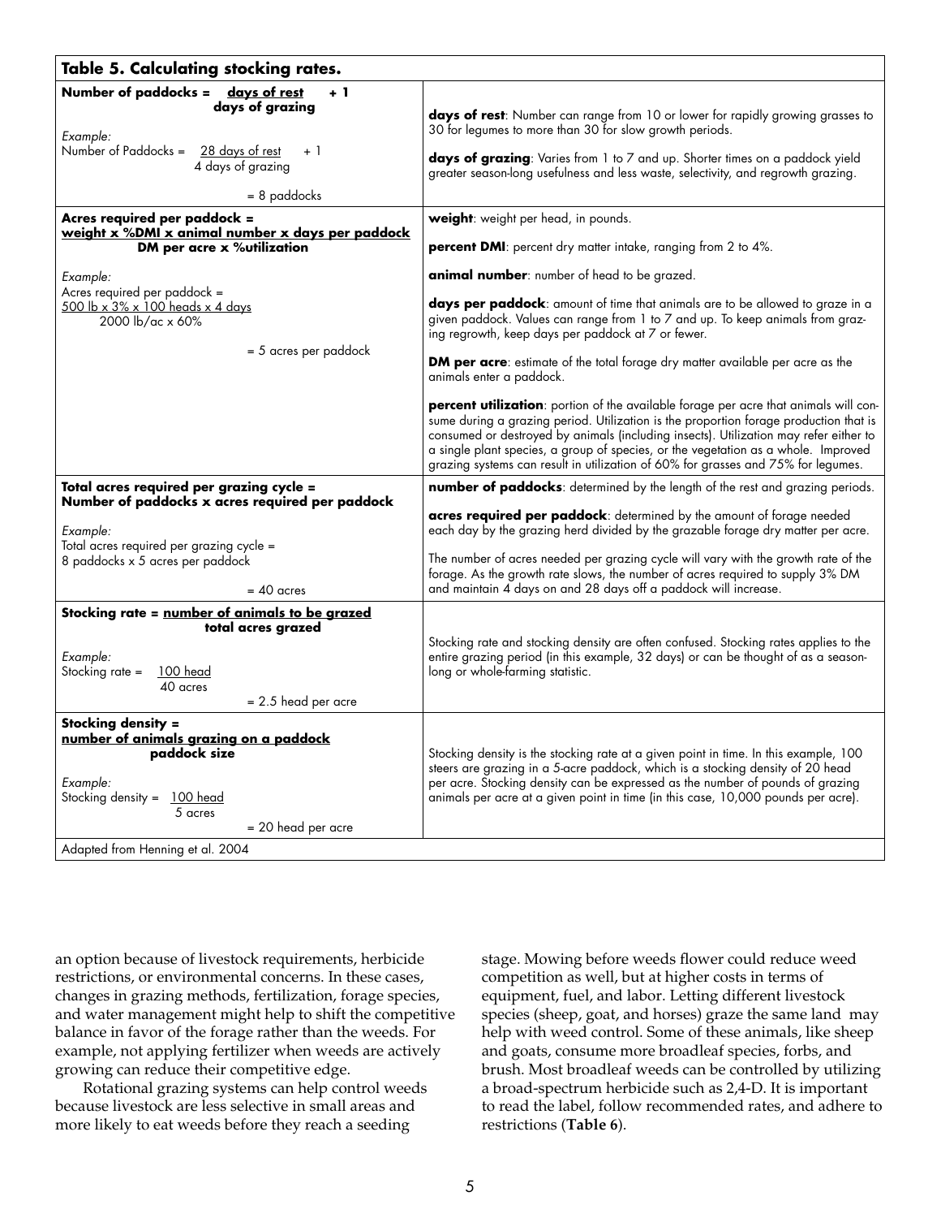**Table 5. Calculating stocking rates.**

| | |
|---|---|
| **Number of paddocks =** $\frac{\textbf{days of rest}}{\textbf{days of grazing}}$ **+ 1**<br><br>*Example:*<br>Number of Paddocks = $\frac{\text{28 days of rest}}{\text{4 days of grazing}}$ + 1<br><br>= 8 paddocks | **days of rest**: Number can range from 10 or lower for rapidly growing grasses to 30 for legumes to more than 30 for slow growth periods.<br><br>**days of grazing**: Varies from 1 to 7 and up. Shorter times on a paddock yield greater season-long usefulness and less waste, selectivity, and regrowth grazing. |
| **Acres required per paddock =** $\frac{\textbf{weight x \%DMI x animal number x days per paddock}}{\textbf{DM per acre x \%utilization}}$<br><br>*Example:*<br>Acres required per paddock = $\frac{\text{500 lb x 3\% x 100 heads x 4 days}}{\text{2000 lb/ac x 60\%}}$<br><br>= 5 acres per paddock | **weight**: weight per head, in pounds.<br><br>**percent DMI**: percent dry matter intake, ranging from 2 to 4%.<br><br>**animal number**: number of head to be grazed.<br><br>**days per paddock**: amount of time that animals are to be allowed to graze in a given paddock. Values can range from 1 to 7 and up. To keep animals from grazing regrowth, keep days per paddock at 7 or fewer.<br><br>**DM per acre**: estimate of the total forage dry matter available per acre as the animals enter a paddock.<br><br>**percent utilization**: portion of the available forage per acre that animals will consume during a grazing period. Utilization is the proportion forage production that is consumed or destroyed by animals (including insects). Utilization may refer either to a single plant species, a group of species, or the vegetation as a whole. Improved grazing systems can result in utilization of 60% for grasses and 75% for legumes. |
| **Total acres required per grazing cycle = Number of paddocks x acres required per paddock**<br><br>*Example:*<br>Total acres required per grazing cycle =<br>8 paddocks x 5 acres per paddock<br><br>= 40 acres | **number of paddocks**: determined by the length of the rest and grazing periods.<br><br>**acres required per paddock**: determined by the amount of forage needed each day by the grazing herd divided by the grazable forage dry matter per acre.<br><br>The number of acres needed per grazing cycle will vary with the growth rate of the forage. As the growth rate slows, the number of acres required to supply 3% DM and maintain 4 days on and 28 days off a paddock will increase. |
| **Stocking rate =** $\frac{\textbf{number of animals to be grazed}}{\textbf{total acres grazed}}$<br><br>*Example:*<br>Stocking rate = $\frac{\text{100 head}}{\text{40 acres}}$<br><br>= 2.5 head per acre | Stocking rate and stocking density are often confused. Stocking rates applies to the entire grazing period (in this example, 32 days) or can be thought of as a season-long or whole-farming statistic. |
| **Stocking density =** $\frac{\textbf{number of animals grazing on a paddock}}{\textbf{paddock size}}$<br><br>*Example:*<br>Stocking density = $\frac{\text{100 head}}{\text{5 acres}}$<br><br>= 20 head per acre | Stocking density is the stocking rate at a given point in time. In this example, 100 steers are grazing in a 5-acre paddock, which is a stocking density of 20 head per acre. Stocking density can be expressed as the number of pounds of grazing animals per acre at a given point in time (in this case, 10,000 pounds per acre). |
| Adapted from Henning et al. 2004 | |

an option because of livestock requirements, herbicide restrictions, or environmental concerns. In these cases, changes in grazing methods, fertilization, forage species, and water management might help to shift the competitive balance in favor of the forage rather than the weeds. For example, not applying fertilizer when weeds are actively growing can reduce their competitive edge.

Rotational grazing systems can help control weeds because livestock are less selective in small areas and more likely to eat weeds before they reach a seeding stage. Mowing before weeds flower could reduce weed competition as well, but at higher costs in terms of equipment, fuel, and labor. Letting different livestock species (sheep, goat, and horses) graze the same land may help with weed control. Some of these animals, like sheep and goats, consume more broadleaf species, forbs, and brush. Most broadleaf weeds can be controlled by utilizing a broad-spectrum herbicide such as 2,4-D. It is important to read the label, follow recommended rates, and adhere to restrictions (**Table 6**).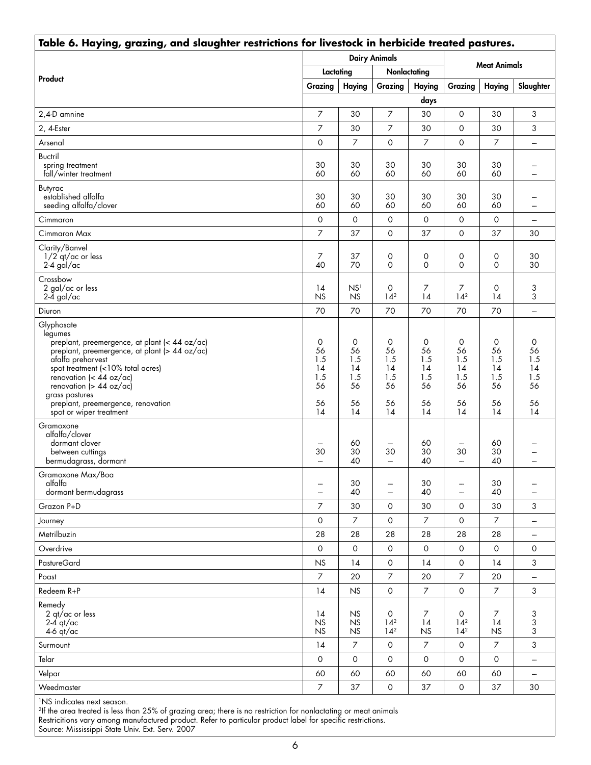**Table 6. Haying, grazing, and slaughter restrictions for livestock in herbicide treated pastures.**

| Product | Dairy Animals | | | | Meat Animals | | |
|---|---|---|---|---|---|---|---|
| | Lactating | | Nonlactating | | | | |
| | Grazing | Haying | Grazing | Haying | Grazing | Haying | Slaughter |
| | days | | | | | | |
| 2,4-D amnine | 7 | 30 | 7 | 30 | 0 | 30 | 3 |
| 2, 4-Ester | 7 | 30 | 7 | 30 | 0 | 30 | 3 |
| Arsenal | 0 | 7 | 0 | 7 | 0 | 7 | – |
| Buctril | | | | | | | |
| spring treatment | 30 | 30 | 30 | 30 | 30 | 30 | – |
| fall/winter treatment | 60 | 60 | 60 | 60 | 60 | 60 | – |
| Butyrac | | | | | | | |
| established alfalfa | 30 | 30 | 30 | 30 | 30 | 30 | – |
| seeding alfalfa/clover | 60 | 60 | 60 | 60 | 60 | 60 | – |
| Cimmaron | 0 | 0 | 0 | 0 | 0 | 0 | – |
| Cimmaron Max | 7 | 37 | 0 | 37 | 0 | 37 | 30 |
| Clarity/Banvel | | | | | | | |
| 1/2 qt/ac or less | 7 | 37 | 0 | 0 | 0 | 0 | 30 |
| 2-4 gal/ac | 40 | 70 | 0 | 0 | 0 | 0 | 30 |
| Crossbow | | | | | | | |
| 2 gal/ac or less | 14 | NS[1] | 0 | 7 | 7 | 0 | 3 |
| 2-4 gal/ac | NS | NS | 14[2] | 14 | 14[2] | 14 | 3 |
| Diuron | 70 | 70 | 70 | 70 | 70 | 70 | – |
| Glyphosate | | | | | | | |
| legumes | | | | | | | |
| preplant, preemergence, at plant (< 44 oz/ac) | 0 | 0 | 0 | 0 | 0 | 0 | 0 |
| preplant, preemergence, at plant (> 44 oz/ac) | 56 | 56 | 56 | 56 | 56 | 56 | 56 |
| afalfa preharvest | 1.5 | 1.5 | 1.5 | 1.5 | 1.5 | 1.5 | 1.5 |
| spot treatment (<10% total acres) | 14 | 14 | 14 | 14 | 14 | 14 | 14 |
| renovation (< 44 oz/ac) | 1.5 | 1.5 | 1.5 | 1.5 | 1.5 | 1.5 | 1.5 |
| renovation (> 44 oz/ac) | 56 | 56 | 56 | 56 | 56 | 56 | 56 |
| grass pastures | | | | | | | |
| preplant, preemergence, renovation | 56 | 56 | 56 | 56 | 56 | 56 | 56 |
| spot or wiper treatment | 14 | 14 | 14 | 14 | 14 | 14 | 14 |
| Gramoxone | | | | | | | |
| alfalfa/clover | | | | | | | |
| dormant clover | – | 60 | – | 60 | – | 60 | – |
| between cuttings | 30 | 30 | 30 | 30 | 30 | 30 | – |
| bermudagrass, dormant | – | 40 | – | 40 | – | 40 | – |
| Gramoxone Max/Boa | | | | | | | |
| alfalfa | – | 30 | – | 30 | – | 30 | – |
| dormant bermudagrass | – | 40 | – | 40 | – | 40 | – |
| Grazon P+D | 7 | 30 | 0 | 30 | 0 | 30 | 3 |
| Journey | 0 | 7 | 0 | 7 | 0 | 7 | – |
| Metrilbuzin | 28 | 28 | 28 | 28 | 28 | 28 | – |
| Overdrive | 0 | 0 | 0 | 0 | 0 | 0 | 0 |
| PastureGard | NS | 14 | 0 | 14 | 0 | 14 | 3 |
| Poast | 7 | 20 | 7 | 20 | 7 | 20 | – |
| Redeem R+P | 14 | NS | 0 | 7 | 0 | 7 | 3 |
| Remedy | | | | | | | |
| 2 qt/ac or less | 14 | NS | 0 | 7 | 0 | 7 | 3 |
| 2-4 qt/ac | NS | NS | 14[2] | 14 | 14[2] | 14 | 3 |
| 4-6 qt/ac | NS | NS | 14[2] | NS | 14[2] | NS | 3 |
| Surmount | 14 | 7 | 0 | 7 | 0 | 7 | 3 |
| Telar | 0 | 0 | 0 | 0 | 0 | 0 | – |
| Velpar | 60 | 60 | 60 | 60 | 60 | 60 | – |
| Weedmaster | 7 | 37 | 0 | 37 | 0 | 37 | 30 |

[1]NS indicates next season.
[2]If the area treated is less than 25% of grazing area; there is no restriction for nonlactating or meat animals
Restricitions vary among manufactured product. Refer to particular product label for specific restrictions.
Source: Mississippi State Univ. Ext. Serv. 2007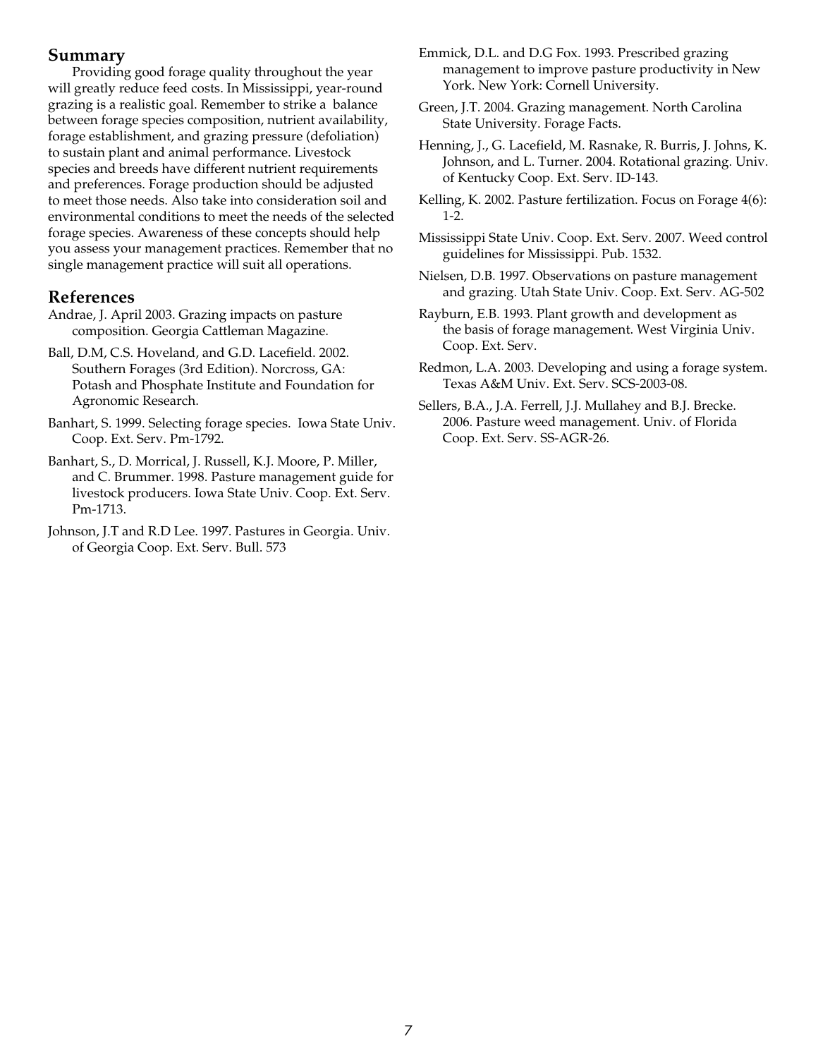## Summary

Providing good forage quality throughout the year will greatly reduce feed costs. In Mississippi, year-round grazing is a realistic goal. Remember to strike a balance between forage species composition, nutrient availability, forage establishment, and grazing pressure (defoliation) to sustain plant and animal performance. Livestock species and breeds have different nutrient requirements and preferences. Forage production should be adjusted to meet those needs. Also take into consideration soil and environmental conditions to meet the needs of the selected forage species. Awareness of these concepts should help you assess your management practices. Remember that no single management practice will suit all operations.

## References

Andrae, J. April 2003. Grazing impacts on pasture composition. Georgia Cattleman Magazine.

Ball, D.M, C.S. Hoveland, and G.D. Lacefield. 2002. Southern Forages (3rd Edition). Norcross, GA: Potash and Phosphate Institute and Foundation for Agronomic Research.

Banhart, S. 1999. Selecting forage species. Iowa State Univ. Coop. Ext. Serv. Pm-1792.

Banhart, S., D. Morrical, J. Russell, K.J. Moore, P. Miller, and C. Brummer. 1998. Pasture management guide for livestock producers. Iowa State Univ. Coop. Ext. Serv. Pm-1713.

Johnson, J.T and R.D Lee. 1997. Pastures in Georgia. Univ. of Georgia Coop. Ext. Serv. Bull. 573

Emmick, D.L. and D.G Fox. 1993. Prescribed grazing management to improve pasture productivity in New York. New York: Cornell University.

Green, J.T. 2004. Grazing management. North Carolina State University. Forage Facts.

Henning, J., G. Lacefield, M. Rasnake, R. Burris, J. Johns, K. Johnson, and L. Turner. 2004. Rotational grazing. Univ. of Kentucky Coop. Ext. Serv. ID-143.

Kelling, K. 2002. Pasture fertilization. Focus on Forage 4(6): 1-2.

Mississippi State Univ. Coop. Ext. Serv. 2007. Weed control guidelines for Mississippi. Pub. 1532.

Nielsen, D.B. 1997. Observations on pasture management and grazing. Utah State Univ. Coop. Ext. Serv. AG-502

Rayburn, E.B. 1993. Plant growth and development as the basis of forage management. West Virginia Univ. Coop. Ext. Serv.

Redmon, L.A. 2003. Developing and using a forage system. Texas A&M Univ. Ext. Serv. SCS-2003-08.

Sellers, B.A., J.A. Ferrell, J.J. Mullahey and B.J. Brecke. 2006. Pasture weed management. Univ. of Florida Coop. Ext. Serv. SS-AGR-26.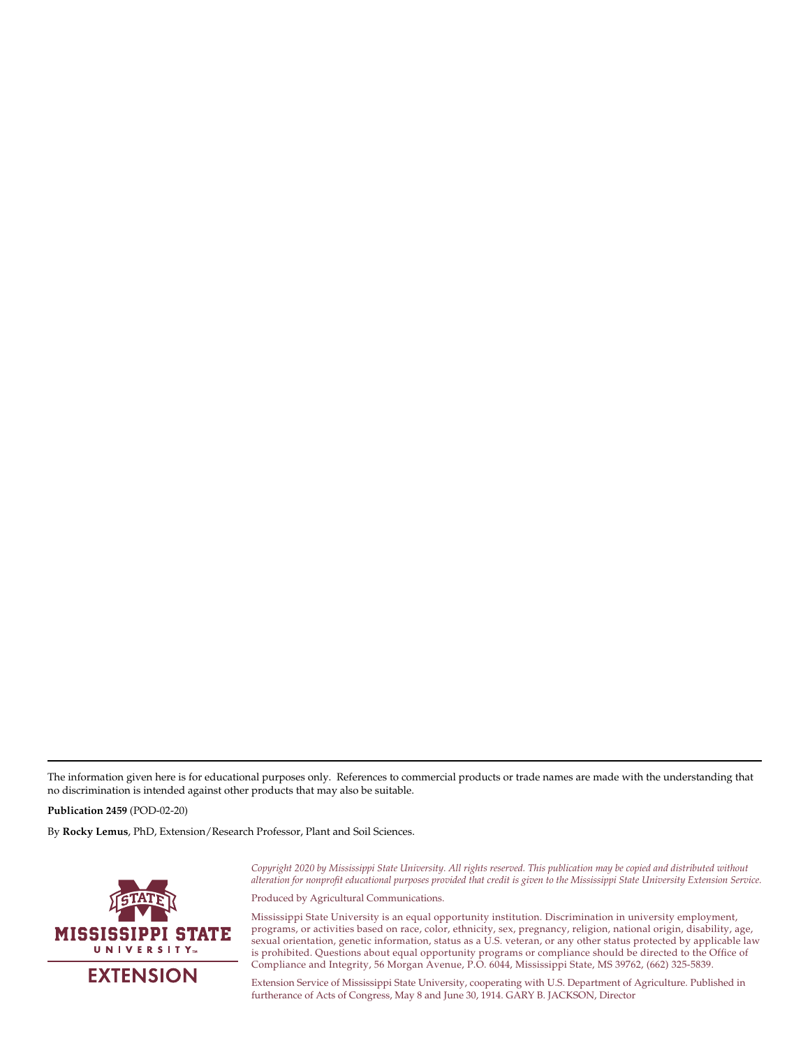The information given here is for educational purposes only. References to commercial products or trade names are made with the understanding that no discrimination is intended against other products that may also be suitable.

**Publication 2459** (POD-02-20)

By **Rocky Lemus**, PhD, Extension/Research Professor, Plant and Soil Sciences.

*Copyright 2020 by Mississippi State University. All rights reserved. This publication may be copied and distributed without alteration for nonprofit educational purposes provided that credit is given to the Mississippi State University Extension Service.*

Produced by Agricultural Communications.

Mississippi State University is an equal opportunity institution. Discrimination in university employment, programs, or activities based on race, color, ethnicity, sex, pregnancy, religion, national origin, disability, age, sexual orientation, genetic information, status as a U.S. veteran, or any other status protected by applicable law is prohibited. Questions about equal opportunity programs or compliance should be directed to the Office of Compliance and Integrity, 56 Morgan Avenue, P.O. 6044, Mississippi State, MS 39762, (662) 325-5839.

Extension Service of Mississippi State University, cooperating with U.S. Department of Agriculture. Published in furtherance of Acts of Congress, May 8 and June 30, 1914. GARY B. JACKSON, Director